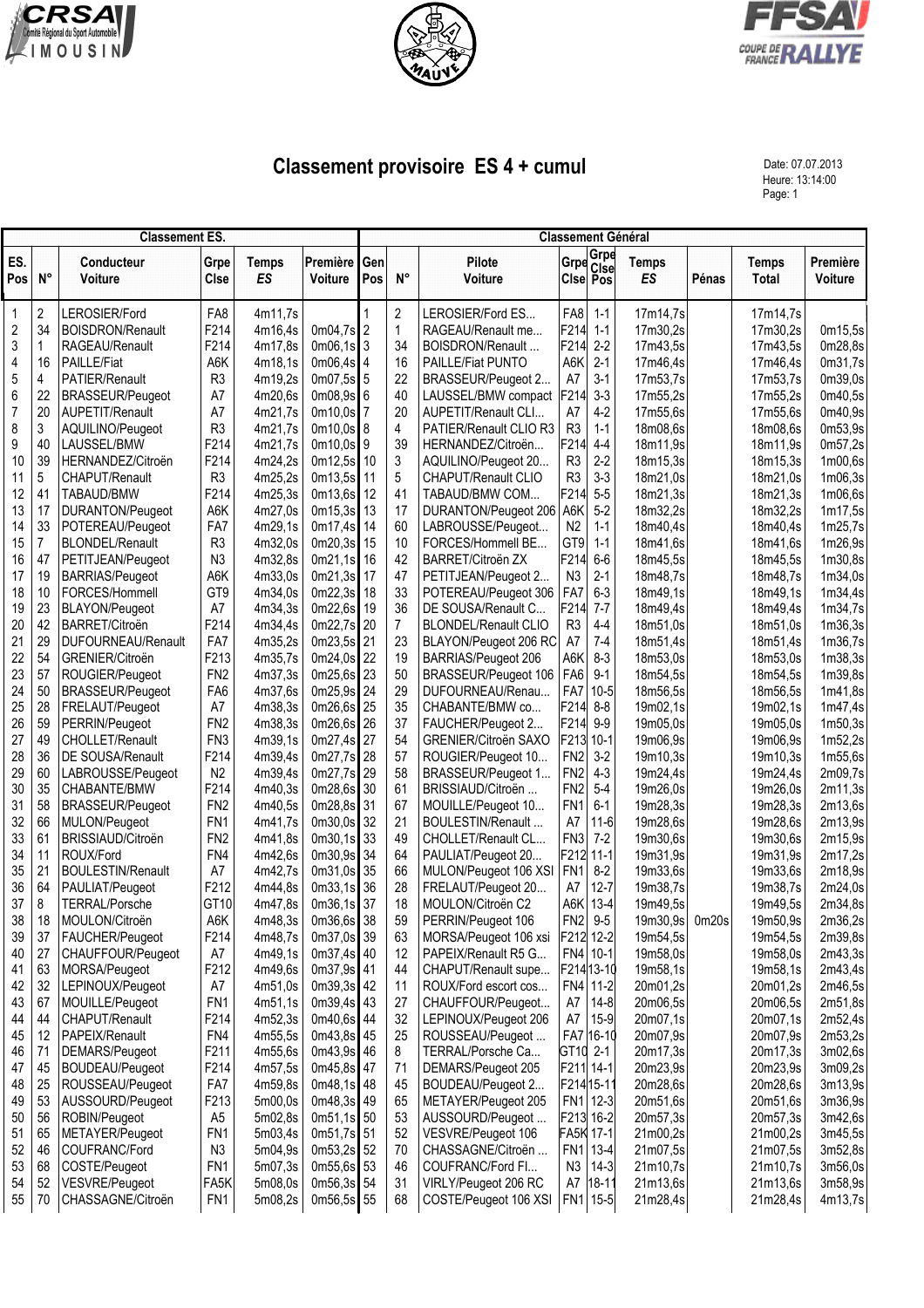# Classement provisoire ES 4 + cumul

Date: 07.07.2013
Heure: 13:14:00

| Classement ES. | | | | | | Classement Général | | | | | | | | | |
|---|---|---|---|---|---|---|---|---|---|---|---|---|---|---|---|
| ES. Pos | N° | Conducteur Voiture | Grpe Clse | Temps ES | Première Voiture | Gen Pos | N° | Pilote Voiture | Grpe Clse | Grpe Clse Pos | Temps ES | Pénas | Temps Total | Première Voiture |
| 1 | 2 | LEROSIER/Ford | FA8 | 4m11,7s | | 1 | 2 | LEROSIER/Ford ES... | FA8 | 1-1 | 17m14,7s | | 17m14,7s | |
| 2 | 34 | BOISDRON/Renault | F214 | 4m16,4s | 0m04,7s | 2 | 1 | RAGEAU/Renault me... | F214 | 1-1 | 17m30,2s | | 17m30,2s | 0m15,5s |
| 3 | 1 | RAGEAU/Renault | F214 | 4m17,8s | 0m06,1s | 3 | 34 | BOISDRON/Renault ... | F214 | 2-2 | 17m43,5s | | 17m43,5s | 0m28,8s |
| 4 | 16 | PAILLE/Fiat | A6K | 4m18,1s | 0m06,4s | 4 | 16 | PAILLE/Fiat PUNTO | A6K | 2-1 | 17m46,4s | | 17m46,4s | 0m31,7s |
| 5 | 4 | PATIER/Renault | R3 | 4m19,2s | 0m07,5s | 5 | 22 | BRASSEUR/Peugeot 2... | A7 | 3-1 | 17m53,7s | | 17m53,7s | 0m39,0s |
| 6 | 22 | BRASSEUR/Peugeot | A7 | 4m20,6s | 0m08,9s | 6 | 40 | LAUSSEL/BMW compact | F214 | 3-3 | 17m55,2s | | 17m55,2s | 0m40,5s |
| 7 | 20 | AUPETIT/Renault | A7 | 4m21,7s | 0m10,0s | 7 | 20 | AUPETIT/Renault CLI... | A7 | 4-2 | 17m55,6s | | 17m55,6s | 0m40,9s |
| 8 | 3 | AQUILINO/Peugeot | R3 | 4m21,7s | 0m10,0s | 8 | 4 | PATIER/Renault CLIO R3 | R3 | 1-1 | 18m08,6s | | 18m08,6s | 0m53,9s |
| 9 | 40 | LAUSSEL/BMW | F214 | 4m21,7s | 0m10,0s | 9 | 39 | HERNANDEZ/Citroën... | F214 | 4-4 | 18m11,9s | | 18m11,9s | 0m57,2s |
| 10 | 39 | HERNANDEZ/Citroën | F214 | 4m24,2s | 0m12,5s | 10 | 3 | AQUILINO/Peugeot 20... | R3 | 2-2 | 18m15,3s | | 18m15,3s | 1m00,6s |
| 11 | 5 | CHAPUT/Renault | R3 | 4m25,2s | 0m13,5s | 11 | 5 | CHAPUT/Renault CLIO | R3 | 3-3 | 18m21,0s | | 18m21,0s | 1m06,3s |
| 12 | 41 | TABAUD/BMW | F214 | 4m25,3s | 0m13,6s | 12 | 41 | TABAUD/BMW COM... | F214 | 5-5 | 18m21,3s | | 18m21,3s | 1m06,6s |
| 13 | 17 | DURANTON/Peugeot | A6K | 4m27,0s | 0m15,3s | 13 | 17 | DURANTON/Peugeot 206 | A6K | 5-2 | 18m32,2s | | 18m32,2s | 1m17,5s |
| 14 | 33 | POTEREAU/Peugeot | FA7 | 4m29,1s | 0m17,4s | 14 | 60 | LABROUSSE/Peugeot... | N2 | 1-1 | 18m40,4s | | 18m40,4s | 1m25,7s |
| 15 | 7 | BLONDEL/Renault | R3 | 4m32,0s | 0m20,3s | 15 | 10 | FORCES/Hommell BE... | GT9 | 1-1 | 18m41,6s | | 18m41,6s | 1m26,9s |
| 16 | 47 | PETITJEAN/Peugeot | N3 | 4m32,8s | 0m21,1s | 16 | 42 | BARRET/Citroën ZX | F214 | 6-6 | 18m45,5s | | 18m45,5s | 1m30,8s |
| 17 | 19 | BARRIAS/Peugeot | A6K | 4m33,0s | 0m21,3s | 17 | 47 | PETITJEAN/Peugeot 2... | N3 | 2-1 | 18m48,7s | | 18m48,7s | 1m34,0s |
| 18 | 10 | FORCES/Hommell | GT9 | 4m34,0s | 0m22,3s | 18 | 33 | POTEREAU/Peugeot 306 | FA7 | 6-3 | 18m49,1s | | 18m49,1s | 1m34,4s |
| 19 | 23 | BLAYON/Peugeot | A7 | 4m34,3s | 0m22,6s | 19 | 36 | DE SOUSA/Renault C... | F214 | 7-7 | 18m49,4s | | 18m49,4s | 1m34,7s |
| 20 | 42 | BARRET/Citroën | F214 | 4m34,4s | 0m22,7s | 20 | 7 | BLONDEL/Renault CLIO | R3 | 4-4 | 18m51,0s | | 18m51,0s | 1m36,3s |
| 21 | 29 | DUFOURNEAU/Renault | FA7 | 4m35,2s | 0m23,5s | 21 | 23 | BLAYON/Peugeot 206 RC | A7 | 7-4 | 18m51,4s | | 18m51,4s | 1m36,7s |
| 22 | 54 | GRENIER/Citroën | F213 | 4m35,7s | 0m24,0s | 22 | 19 | BARRIAS/Peugeot 206 | A6K | 8-3 | 18m53,0s | | 18m53,0s | 1m38,3s |
| 23 | 57 | ROUGIER/Peugeot | FN2 | 4m37,3s | 0m25,6s | 23 | 50 | BRASSEUR/Peugeot 106 | FA6 | 9-1 | 18m54,5s | | 18m54,5s | 1m39,8s |
| 24 | 50 | BRASSEUR/Peugeot | FA6 | 4m37,6s | 0m25,9s | 24 | 29 | DUFOURNEAU/Renau... | FA7 | 10-5 | 18m56,5s | | 18m56,5s | 1m41,8s |
| 25 | 28 | FRELAUT/Peugeot | A7 | 4m38,3s | 0m26,6s | 25 | 35 | CHABANTE/BMW co... | F214 | 8-8 | 19m02,1s | | 19m02,1s | 1m47,4s |
| 26 | 59 | PERRIN/Peugeot | FN2 | 4m38,3s | 0m26,6s | 26 | 37 | FAUCHER/Peugeot 2... | F214 | 9-9 | 19m05,0s | | 19m05,0s | 1m50,3s |
| 27 | 49 | CHOLLET/Renault | FN3 | 4m39,1s | 0m27,4s | 27 | 54 | GRENIER/Citroën SAXO | F213 | 10-1 | 19m06,9s | | 19m06,9s | 1m52,2s |
| 28 | 36 | DE SOUSA/Renault | F214 | 4m39,4s | 0m27,7s | 28 | 57 | ROUGIER/Peugeot 10... | FN2 | 3-2 | 19m10,3s | | 19m10,3s | 1m55,6s |
| 29 | 60 | LABROUSSE/Peugeot | N2 | 4m39,4s | 0m27,7s | 29 | 58 | BRASSEUR/Peugeot 1... | FN2 | 4-3 | 19m24,4s | | 19m24,4s | 2m09,7s |
| 30 | 35 | CHABANTE/BMW | F214 | 4m40,3s | 0m28,6s | 30 | 61 | BRISSIAUD/Citroën ... | FN2 | 5-4 | 19m26,0s | | 19m26,0s | 2m11,3s |
| 31 | 58 | BRASSEUR/Peugeot | FN2 | 4m40,5s | 0m28,8s | 31 | 67 | MOUILLE/Peugeot 10... | FN1 | 6-1 | 19m28,3s | | 19m28,3s | 2m13,6s |
| 32 | 66 | MULON/Peugeot | FN1 | 4m41,7s | 0m30,0s | 32 | 21 | BOULESTIN/Renault ... | A7 | 11-6 | 19m28,6s | | 19m28,6s | 2m13,9s |
| 33 | 61 | BRISSIAUD/Citroën | FN2 | 4m41,8s | 0m30,1s | 33 | 49 | CHOLLET/Renault CL... | FN3 | 7-2 | 19m30,6s | | 19m30,6s | 2m15,9s |
| 34 | 11 | ROUX/Ford | FN4 | 4m42,6s | 0m30,9s | 34 | 64 | PAULIAT/Peugeot 20... | F212 | 11-1 | 19m31,9s | | 19m31,9s | 2m17,2s |
| 35 | 21 | BOULESTIN/Renault | A7 | 4m42,7s | 0m31,0s | 35 | 66 | MULON/Peugeot 106 XSI | FN1 | 8-2 | 19m33,6s | | 19m33,6s | 2m18,9s |
| 36 | 64 | PAULIAT/Peugeot | F212 | 4m44,8s | 0m33,1s | 36 | 28 | FRELAUT/Peugeot 20... | A7 | 12-7 | 19m38,7s | | 19m38,7s | 2m24,0s |
| 37 | 8 | TERRAL/Porsche | GT10 | 4m47,8s | 0m36,1s | 37 | 18 | MOULON/Citroën C2 | A6K | 13-4 | 19m49,5s | | 19m49,5s | 2m34,8s |
| 38 | 18 | MOULON/Citroën | A6K | 4m48,3s | 0m36,6s | 38 | 59 | PERRIN/Peugeot 106 | FN2 | 9-5 | 19m30,9s | 0m20s | 19m50,9s | 2m36,2s |
| 39 | 37 | FAUCHER/Peugeot | F214 | 4m48,7s | 0m37,0s | 39 | 63 | MORSA/Peugeot 106 xsi | F212 | 12-2 | 19m54,5s | | 19m54,5s | 2m39,8s |
| 40 | 27 | CHAUFFOUR/Peugeot | A7 | 4m49,1s | 0m37,4s | 40 | 12 | PAPEIX/Renault R5 G... | FN4 | 10-1 | 19m58,0s | | 19m58,0s | 2m43,3s |
| 41 | 63 | MORSA/Peugeot | F212 | 4m49,6s | 0m37,9s | 41 | 44 | CHAPUT/Renault supe... | F214 | 13-10 | 19m58,1s | | 19m58,1s | 2m43,4s |
| 42 | 32 | LEPINOUX/Peugeot | A7 | 4m51,0s | 0m39,3s | 42 | 11 | ROUX/Ford escort cos... | FN4 | 11-2 | 20m01,2s | | 20m01,2s | 2m46,5s |
| 43 | 67 | MOUILLE/Peugeot | FN1 | 4m51,1s | 0m39,4s | 43 | 27 | CHAUFFOUR/Peugeot... | A7 | 14-8 | 20m06,5s | | 20m06,5s | 2m51,8s |
| 44 | 44 | CHAPUT/Renault | F214 | 4m52,3s | 0m40,6s | 44 | 32 | LEPINOUX/Peugeot 206 | A7 | 15-9 | 20m07,1s | | 20m07,1s | 2m52,4s |
| 45 | 12 | PAPEIX/Renault | FN4 | 4m55,5s | 0m43,8s | 45 | 25 | ROUSSEAU/Peugeot ... | FA7 | 16-10 | 20m07,9s | | 20m07,9s | 2m53,2s |
| 46 | 71 | DEMARS/Peugeot | F211 | 4m55,6s | 0m43,9s | 46 | 8 | TERRAL/Porsche Ca... | GT10 | 2-1 | 20m17,3s | | 20m17,3s | 3m02,6s |
| 47 | 45 | BOUDEAU/Peugeot | F214 | 4m57,5s | 0m45,8s | 47 | 71 | DEMARS/Peugeot 205 | F211 | 14-1 | 20m23,9s | | 20m23,9s | 3m09,2s |
| 48 | 25 | ROUSSEAU/Peugeot | FA7 | 4m59,8s | 0m48,1s | 48 | 45 | BOUDEAU/Peugeot 2... | F214 | 15-11 | 20m28,6s | | 20m28,6s | 3m13,9s |
| 49 | 53 | AUSSOURD/Peugeot | F213 | 5m00,0s | 0m48,3s | 49 | 65 | METAYER/Peugeot 205 | FN1 | 12-3 | 20m51,6s | | 20m51,6s | 3m36,9s |
| 50 | 56 | ROBIN/Peugeot | A5 | 5m02,8s | 0m51,1s | 50 | 53 | AUSSOURD/Peugeot ... | F213 | 16-2 | 20m57,3s | | 20m57,3s | 3m42,6s |
| 51 | 65 | METAYER/Peugeot | FN1 | 5m03,4s | 0m51,7s | 51 | 52 | VESVRE/Peugeot 106 | FA5K | 17-1 | 21m00,2s | | 21m00,2s | 3m45,5s |
| 52 | 46 | COUFRANC/Ford | N3 | 5m04,9s | 0m53,2s | 52 | 70 | CHASSAGNE/Citroën ... | FN1 | 13-4 | 21m07,5s | | 21m07,5s | 3m52,8s |
| 53 | 68 | COSTE/Peugeot | FN1 | 5m07,3s | 0m55,6s | 53 | 46 | COUFRANC/Ford Fl... | N3 | 14-3 | 21m10,7s | | 21m10,7s | 3m56,0s |
| 54 | 52 | VESVRE/Peugeot | FA5K | 5m08,0s | 0m56,3s | 54 | 31 | VIRLY/Peugeot 206 RC | A7 | 18-11 | 21m13,6s | | 21m13,6s | 3m58,9s |
| 55 | 70 | CHASSAGNE/Citroën | FN1 | 5m08,2s | 0m56,5s | 55 | 68 | COSTE/Peugeot 106 XSI | FN1 | 15-5 | 21m28,4s | | 21m28,4s | 4m13,7s |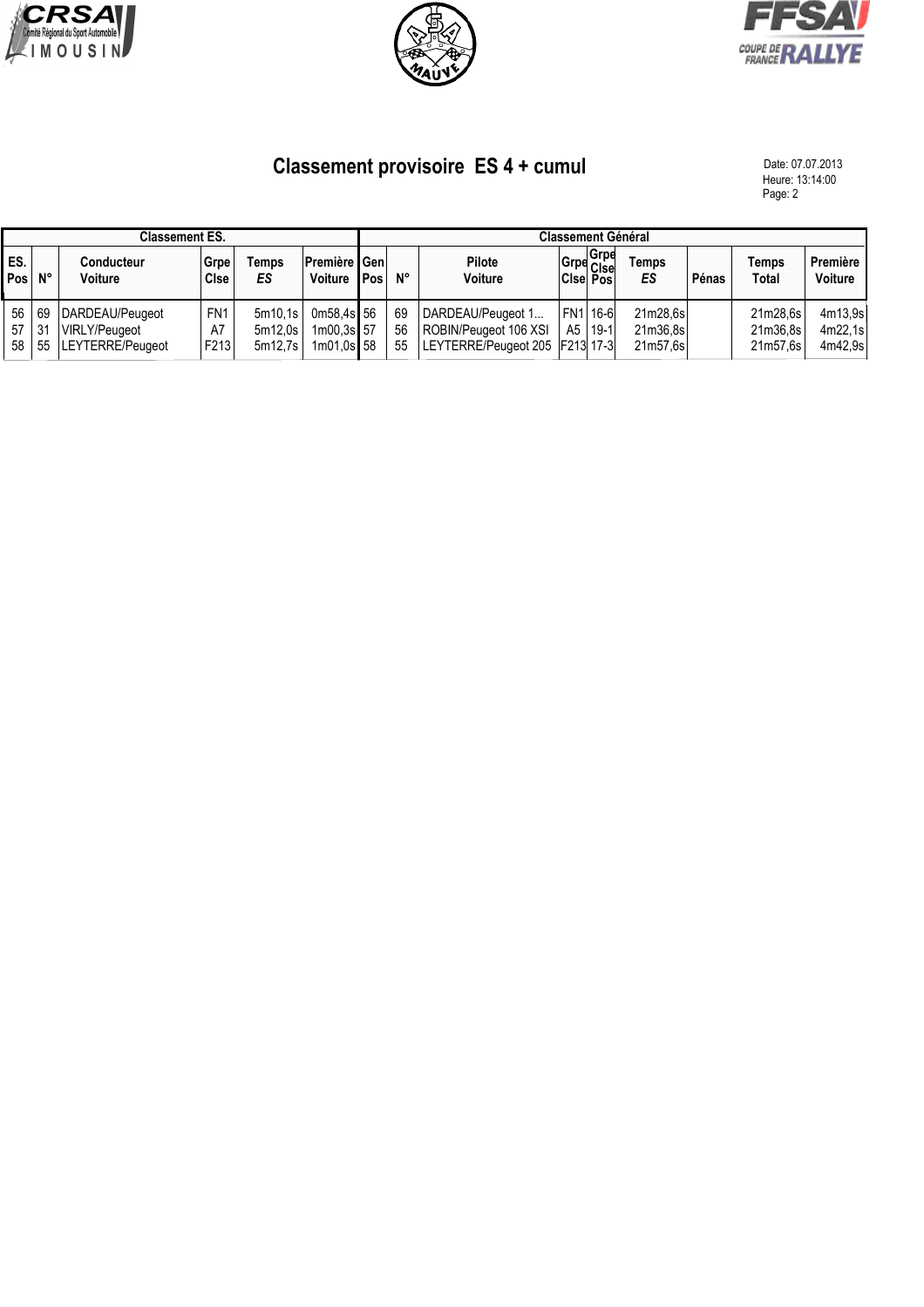# Classement provisoire ES 4 + cumul

Date: 07.07.2013
Heure: 13:14:00
Page: 2

| Classement ES. | | | | | | Classement Général | | | | | | | | | |
|---|---|---|---|---|---|---|---|---|---|---|---|---|---|---|---|
| ES. Pos | N° | Conducteur Voiture | Grpe Clse | Temps ES | Première Voiture | Gen Pos | N° | Pilote Voiture | Grpe Clse | Grpe Clse Pos | Temps ES | Pénas | Temps Total | Première Voiture |
| 56 | 69 | DARDEAU/Peugeot | FN1 | 5m10,1s | 0m58,4s | 56 | 69 | DARDEAU/Peugeot 1... | FN1 | 16-6 | 21m28,6s | | 21m28,6s | 4m13,9s |
| 57 | 31 | VIRLY/Peugeot | A7 | 5m12,0s | 1m00,3s | 57 | 56 | ROBIN/Peugeot 106 XSI | A5 | 19-1 | 21m36,8s | | 21m36,8s | 4m22,1s |
| 58 | 55 | LEYTERRE/Peugeot | F213 | 5m12,7s | 1m01,0s | 58 | 55 | LEYTERRE/Peugeot 205 | F213 | 17-3 | 21m57,6s | | 21m57,6s | 4m42,9s |